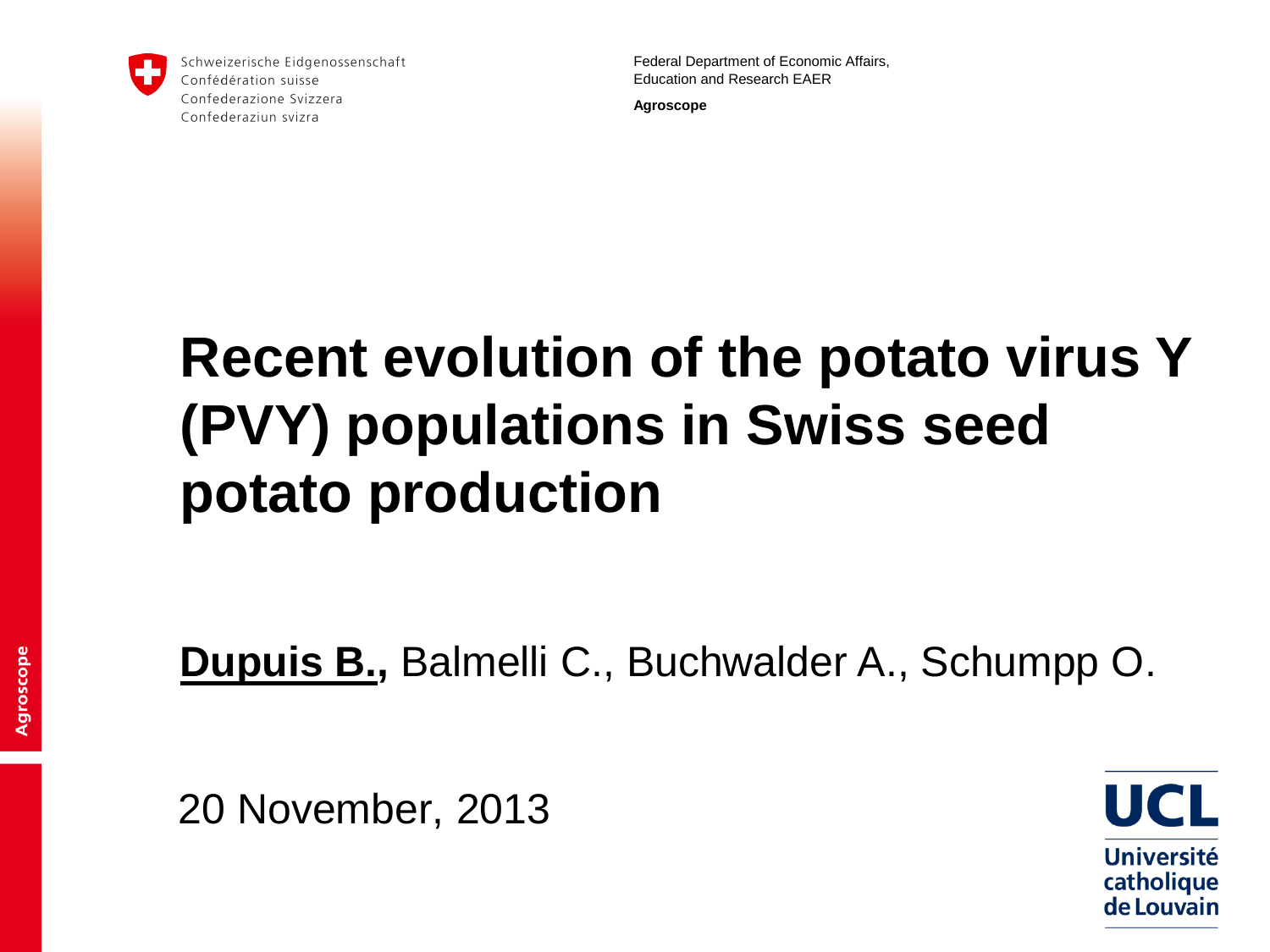Schweizerische Eidgenossenschaft
Confédération suisse
Confederazione Svizzera
Confederaziun svizra

Federal Department of Economic Affairs,
Education and Research EAER

**Agroscope**

# Recent evolution of the potato virus Y (PVY) populations in Swiss seed potato production

**Dupuis B.,** Balmelli C., Buchwalder A., Schumpp O.

20 November, 2013

UCL
Université catholique de Louvain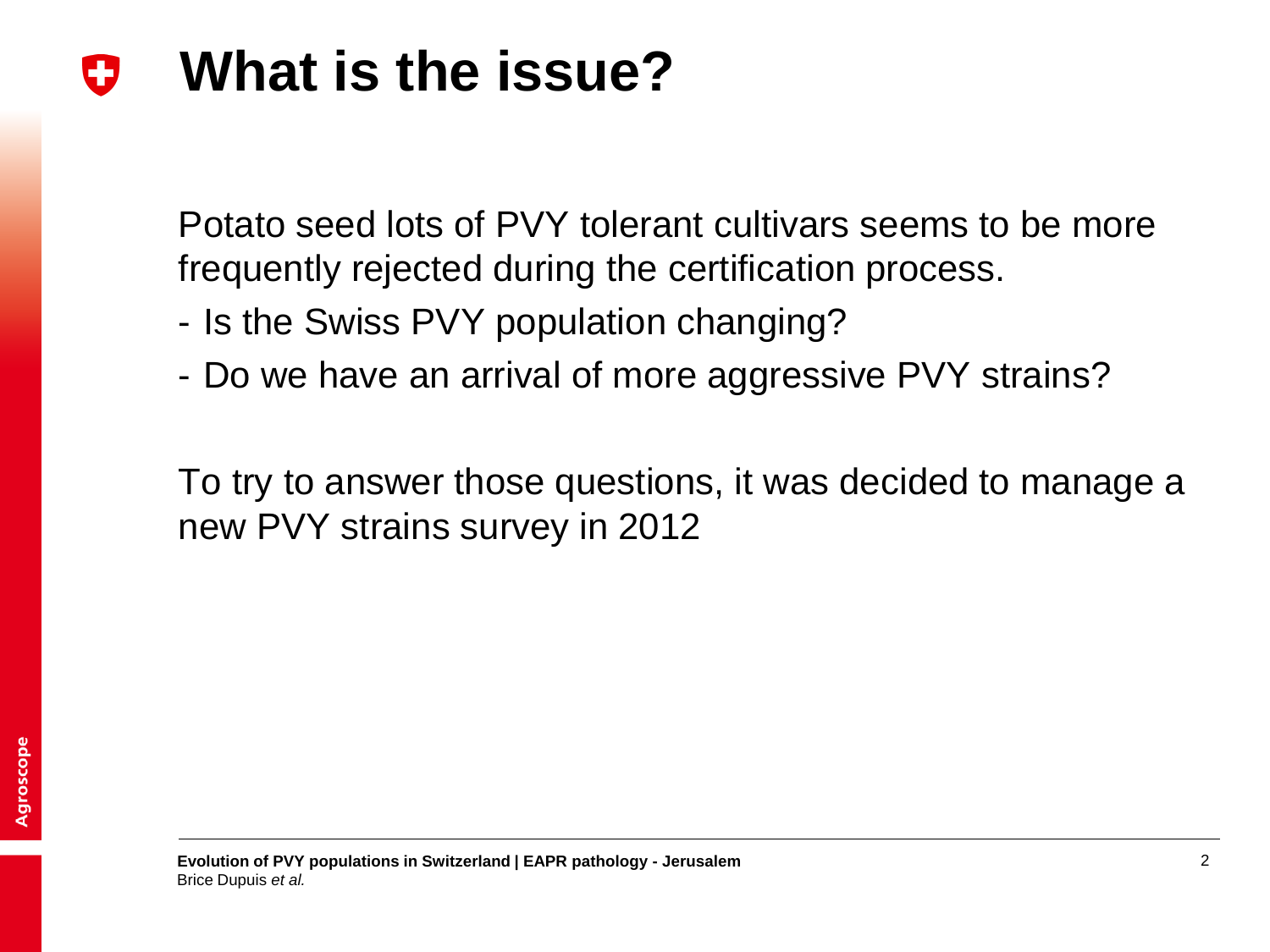# What is the issue?

Potato seed lots of PVY tolerant cultivars seems to be more frequently rejected during the certification process.

- Is the Swiss PVY population changing?
- Do we have an arrival of more aggressive PVY strains?

To try to answer those questions, it was decided to manage a new PVY strains survey in 2012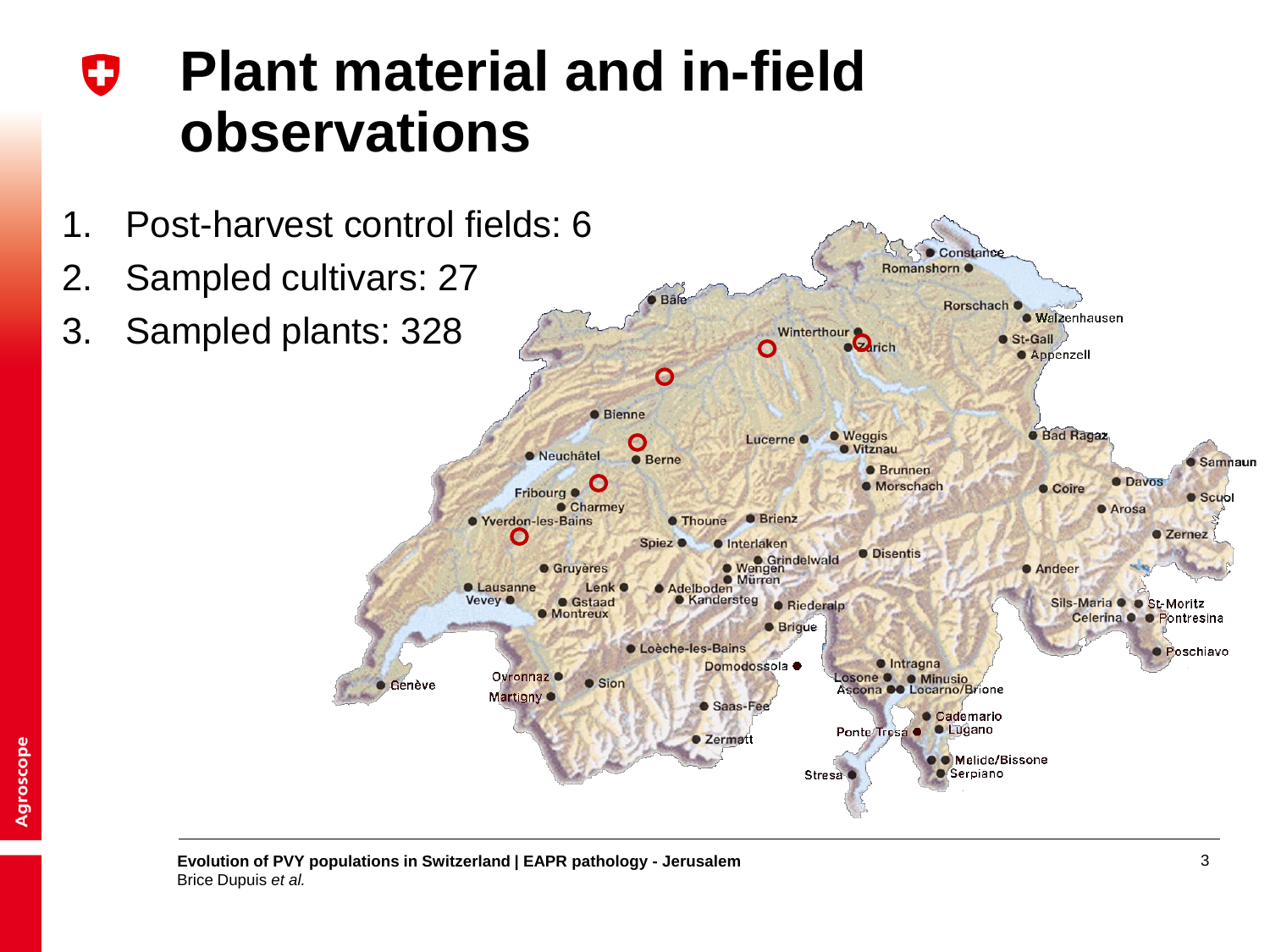# Plant material and in-field observations

1. Post-harvest control fields: 6
2. Sampled cultivars: 27
3. Sampled plants: 328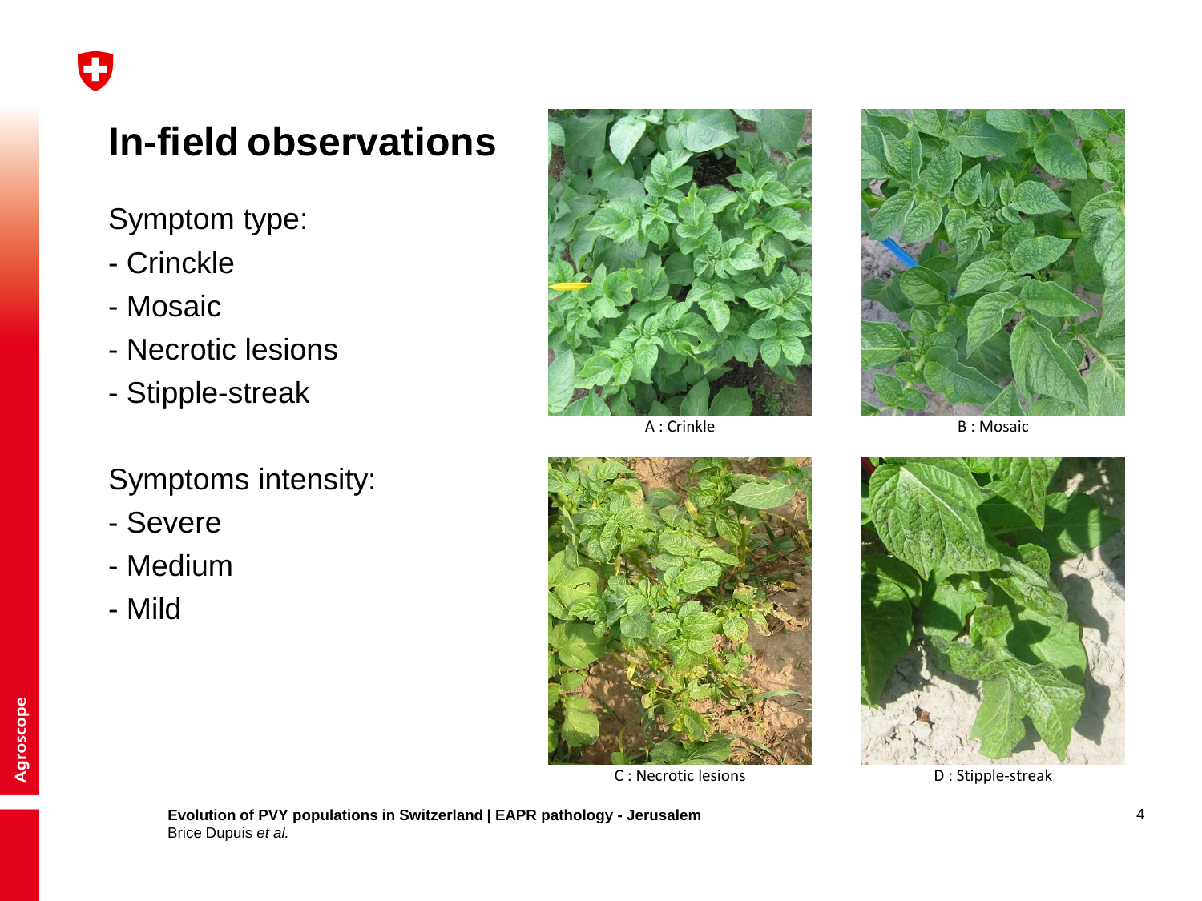# In-field observations

Symptom type:

- Crinckle
- Mosaic
- Necrotic lesions
- Stipple-streak

Symptoms intensity:

- Severe
- Medium
- Mild

A : Crinkle

B : Mosaic

C : Necrotic lesions

D : Stipple-streak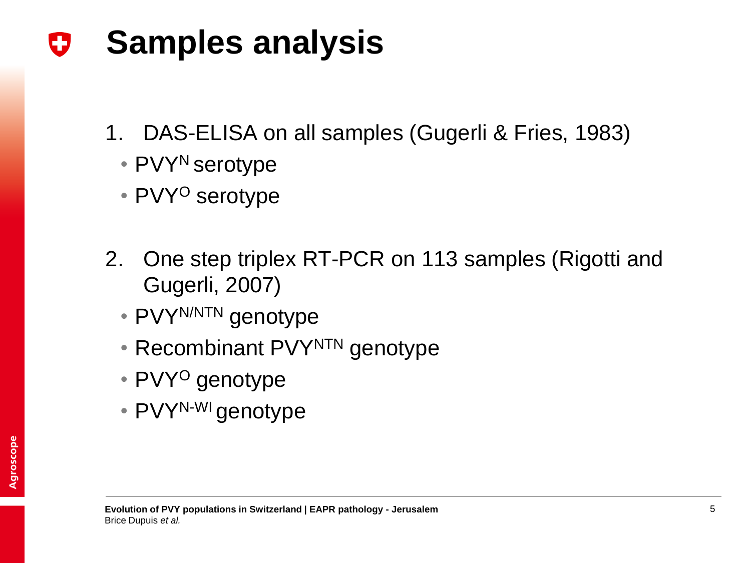# Samples analysis

1. DAS-ELISA on all samples (Gugerli & Fries, 1983)
   - $PVY^{N}$ serotype
   - $PVY^{O}$ serotype

2. One step triplex RT-PCR on 113 samples (Rigotti and Gugerli, 2007)
   - $PVY^{N/NTN}$ genotype
   - Recombinant $PVY^{NTN}$ genotype
   - $PVY^{O}$ genotype
   - $PVY^{N\text{-}WI}$ genotype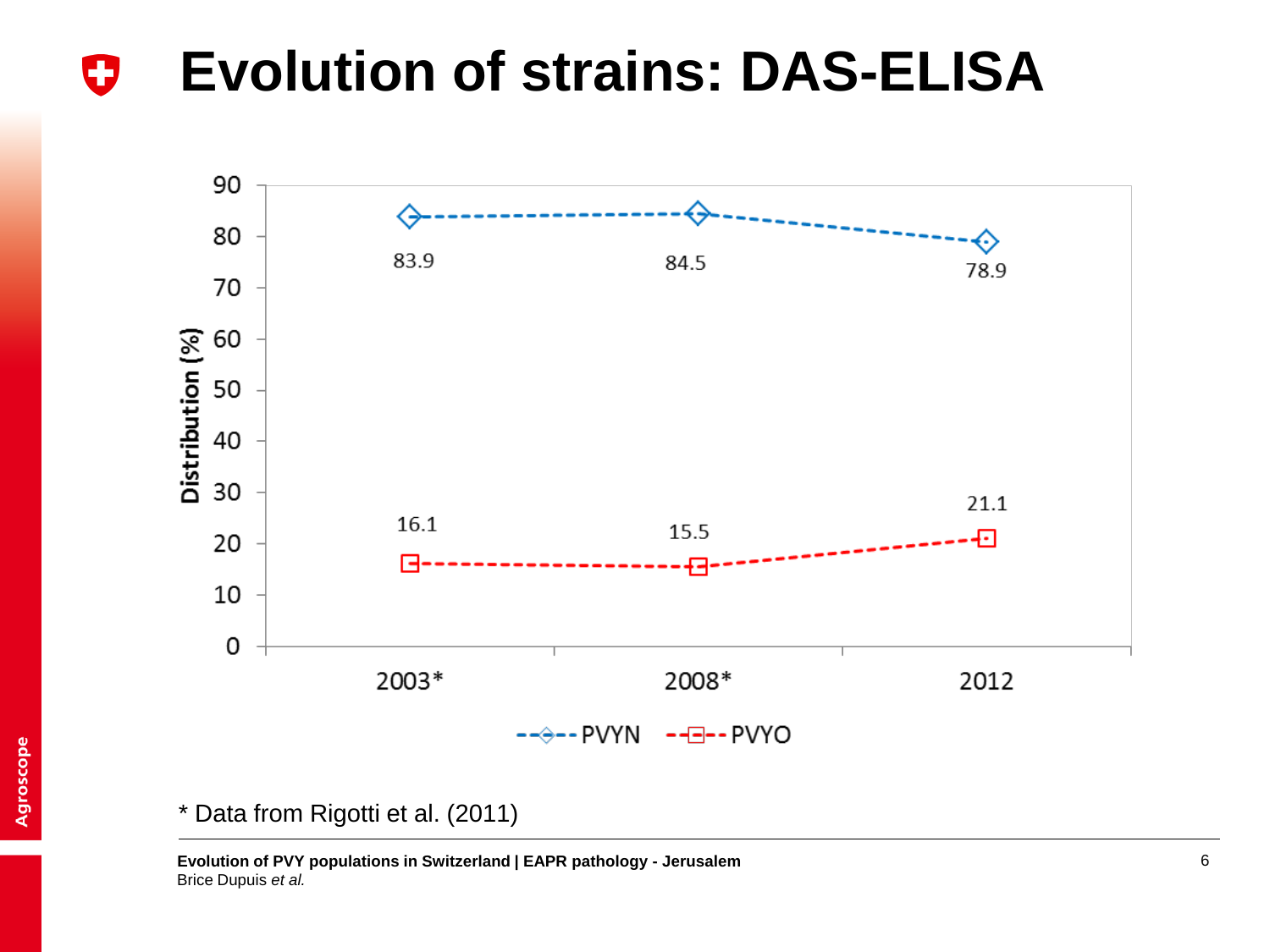# Evolution of strains: DAS-ELISA

| Year | PVYN | PVYO |
|---|---|---|
| 2003* | 83.9 | 16.1 |
| 2008* | 84.5 | 15.5 |
| 2012 | 78.9 | 21.1 |

Distribution (%)

* Data from Rigotti et al. (2011)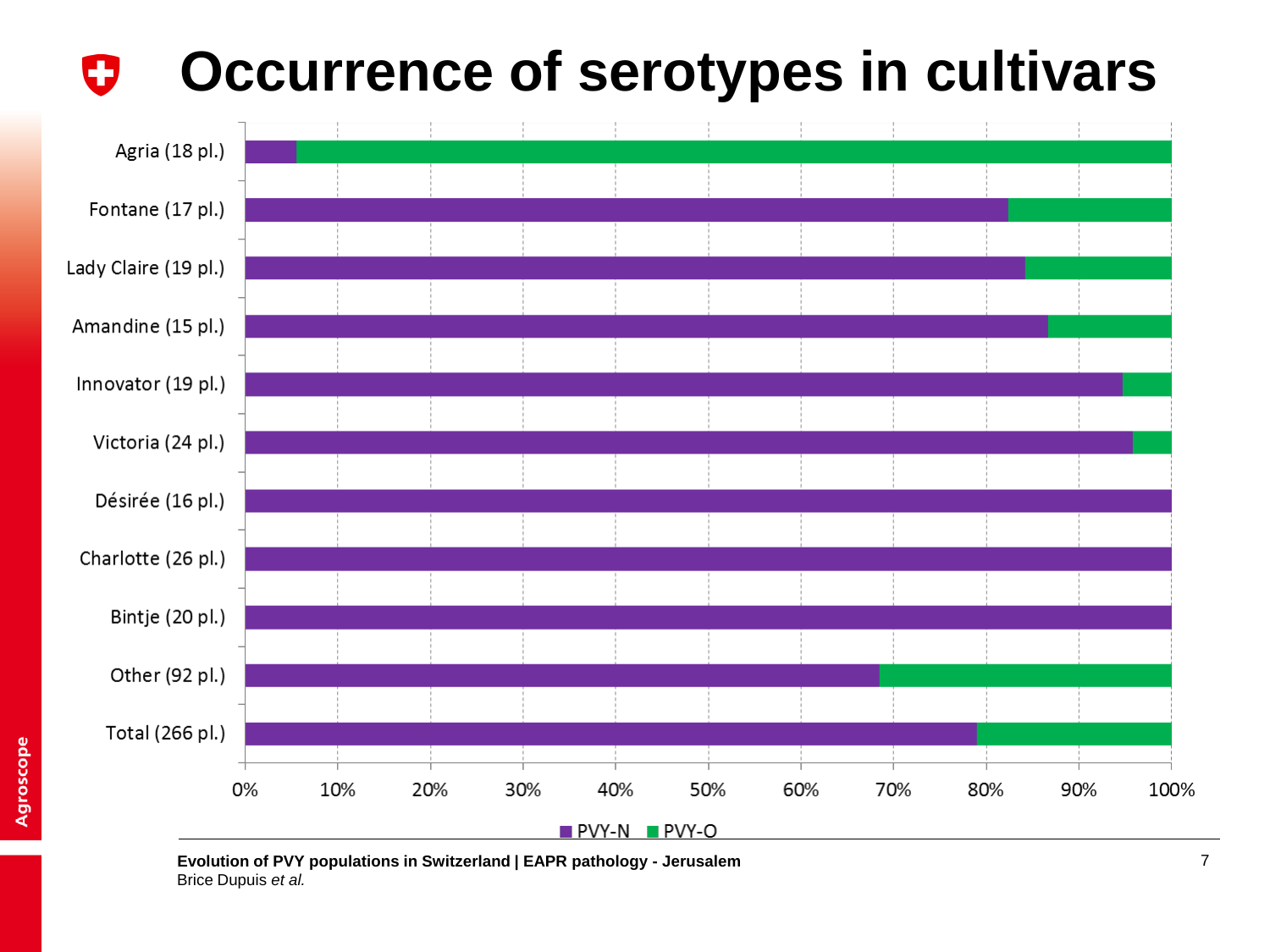# Occurrence of serotypes in cultivars

Agria (18 pl.)

Fontane (17 pl.)

Lady Claire (19 pl.)

Amandine (15 pl.)

Innovator (19 pl.)

Victoria (24 pl.)

Désirée (16 pl.)

Charlotte (26 pl.)

Bintje (20 pl.)

Other (92 pl.)

Total (266 pl.)

0% 10% 20% 30% 40% 50% 60% 70% 80% 90% 100%

■ PVY-N ■ PVY-O

**Evolution of PVY populations in Switzerland | EAPR pathology - Jerusalem**
Brice Dupuis *et al.*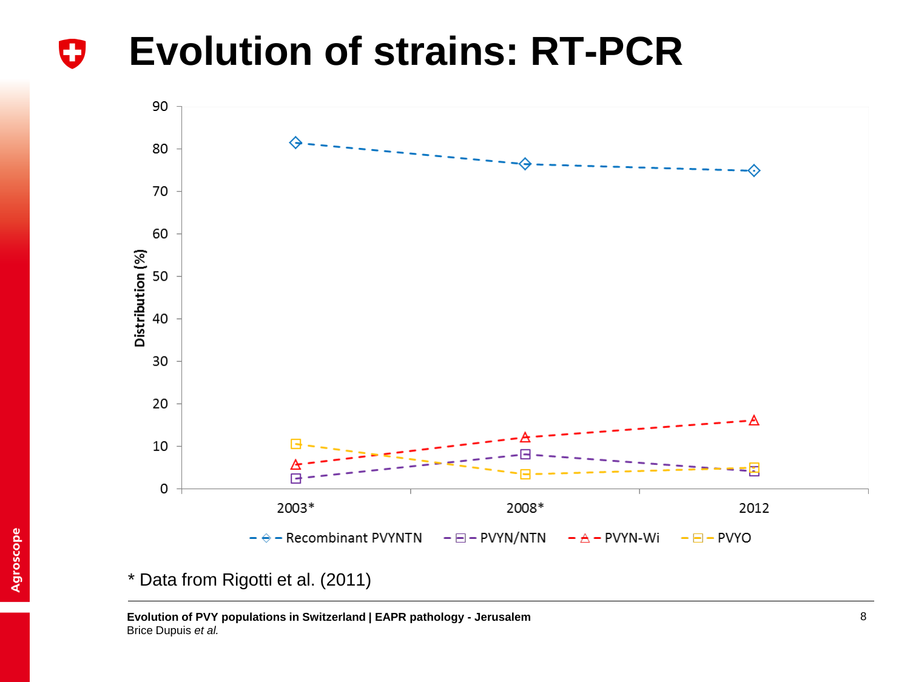# Evolution of strains: RT-PCR

Distribution (%)

| | 2003* | 2008* | 2012 |
|---|---|---|---|
| Recombinant PVYNTN | ~81.5 | ~76.5 | ~75 |
| PVYN/NTN | ~2.5 | ~8 | ~4 |
| PVYN-Wi | ~6 | ~12 | ~16 |
| PVYO | ~10.5 | ~3.5 | ~5 |

* Data from Rigotti et al. (2011)

**Evolution of PVY populations in Switzerland | EAPR pathology - Jerusalem**
Brice Dupuis *et al.*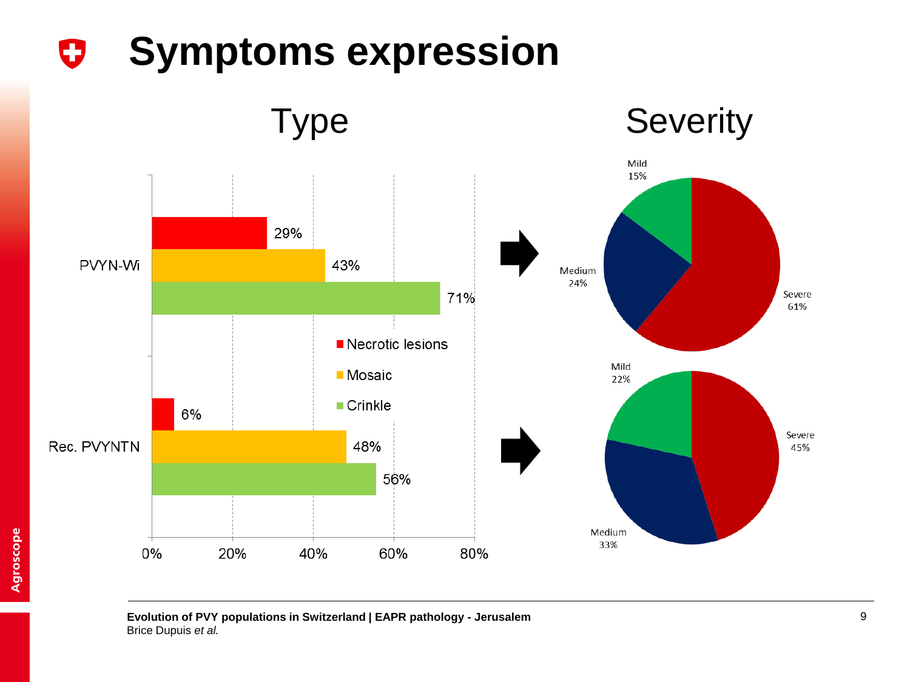# Symptoms expression

## Type

| | Necrotic lesions | Mosaic | Crinkle |
|---|---|---|---|
| PVYN-Wi | 29% | 43% | 71% |
| Rec. PVYNTN | 6% | 48% | 56% |

## Severity

| | Mild | Medium | Severe |
|---|---|---|---|
| PVYN-Wi | 15% | 24% | 61% |
| Rec. PVYNTN | 22% | 33% | 45% |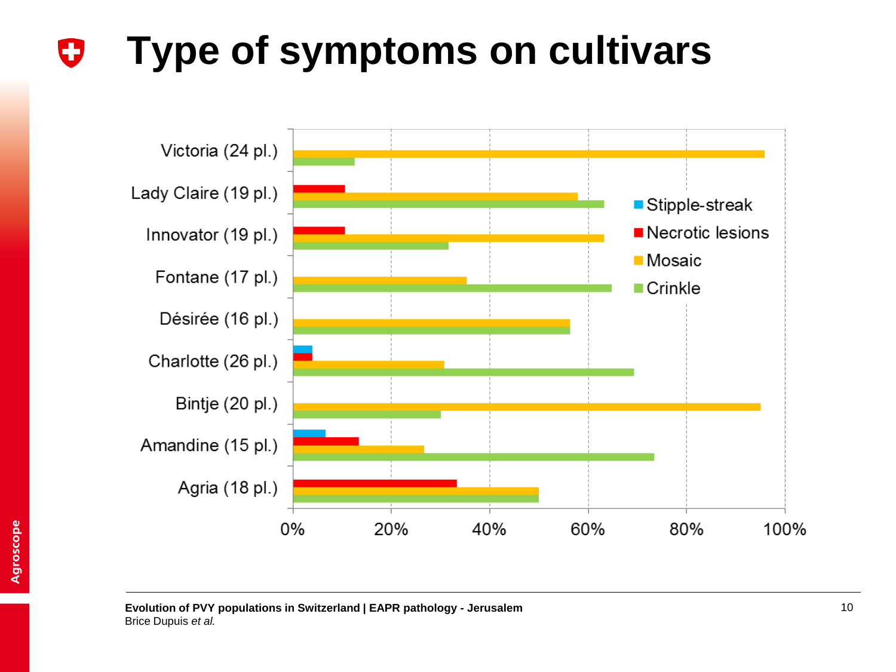# Type of symptoms on cultivars

Victoria (24 pl.)

Lady Claire (19 pl.)

Innovator (19 pl.)

Fontane (17 pl.)

Désirée (16 pl.)

Charlotte (26 pl.)

Bintje (20 pl.)

Amandine (15 pl.)

Agria (18 pl.)

0% 20% 40% 60% 80% 100%

Stipple-streak

Necrotic lesions

Mosaic

Crinkle

**Evolution of PVY populations in Switzerland | EAPR pathology - Jerusalem**
Brice Dupuis *et al.*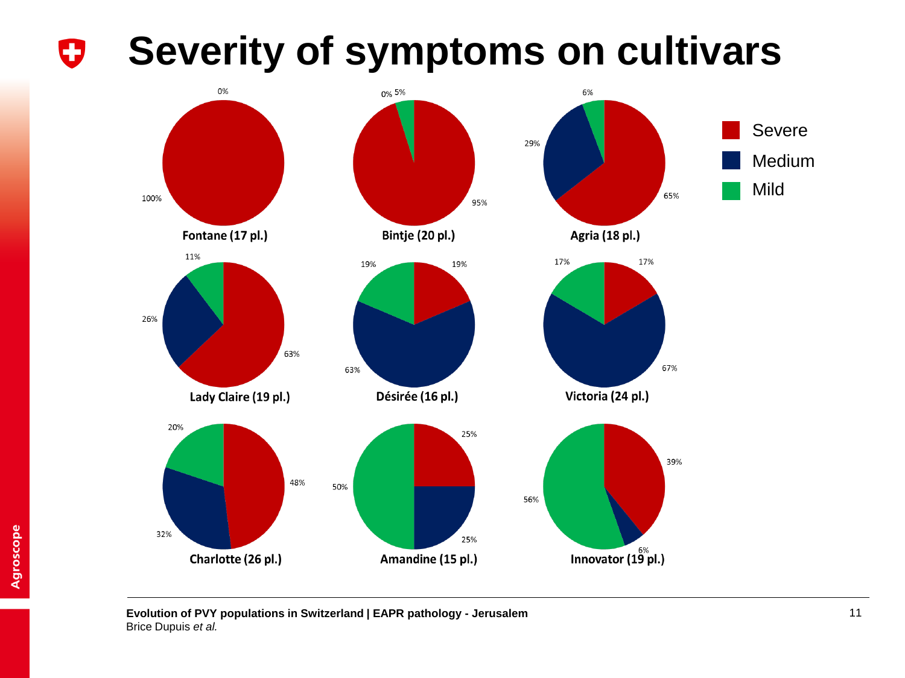# Severity of symptoms on cultivars

| Cultivar | Severe | Medium | Mild |
|---|---|---|---|
| Fontane (17 pl.) | 100% | | 0% |
| Bintje (20 pl.) | 95% | 0% | 5% |
| Agria (18 pl.) | 65% | 29% | 6% |
| Lady Claire (19 pl.) | 63% | 26% | 11% |
| Désirée (16 pl.) | 19% | 63% | 19% |
| Victoria (24 pl.) | 17% | 67% | 17% |
| Charlotte (26 pl.) | 48% | 32% | 20% |
| Amandine (15 pl.) | 25% | 25% | 50% |
| Innovator (19 pl.) | 39% | 6% | 56% |

Evolution of PVY populations in Switzerland | EAPR pathology - Jerusalem
Brice Dupuis *et al.*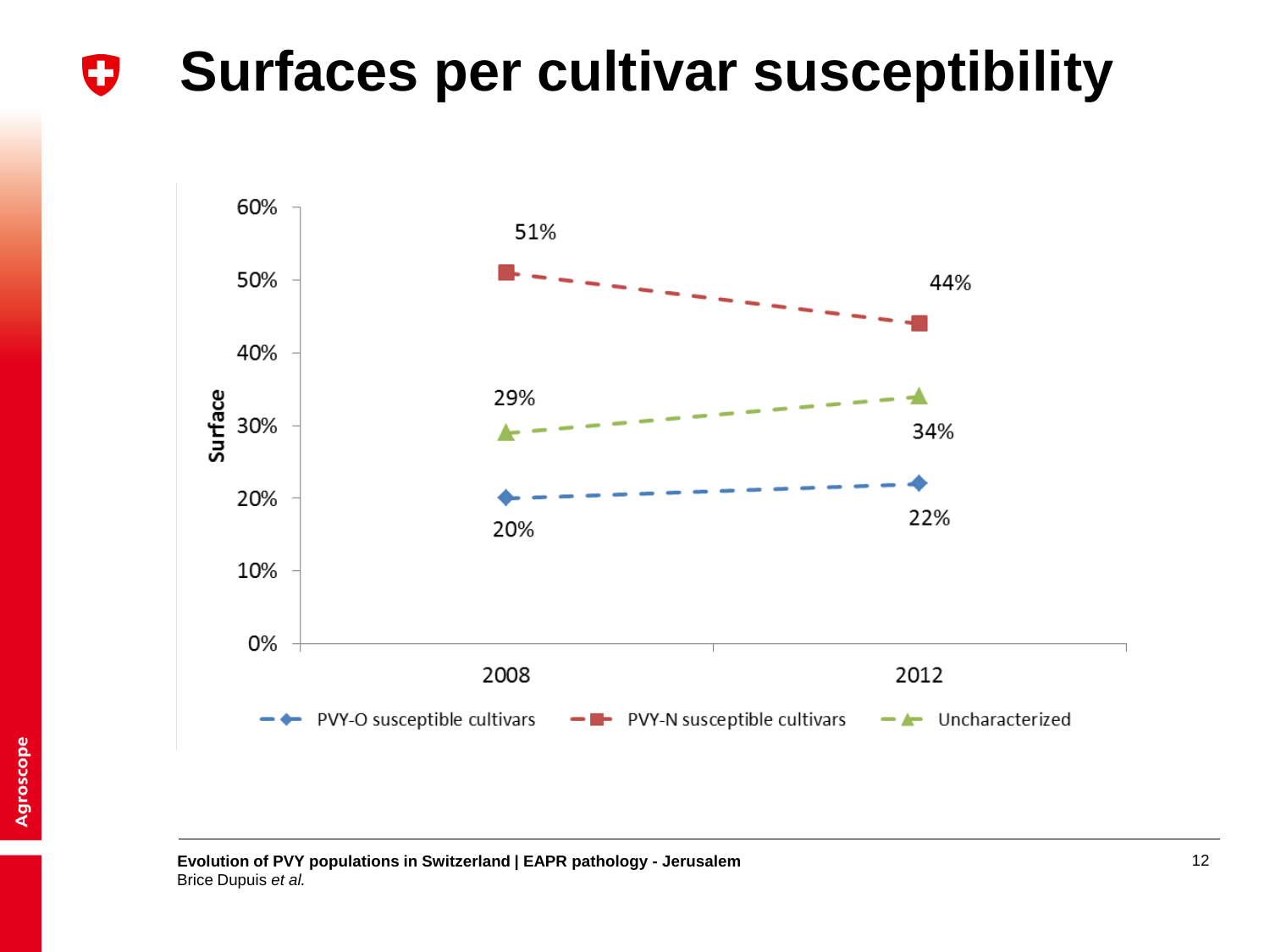# Surfaces per cultivar susceptibility

| | 2008 | 2012 |
|---|---|---|
| PVY-O susceptible cultivars | 20% | 22% |
| PVY-N susceptible cultivars | 51% | 44% |
| Uncharacterized | 29% | 34% |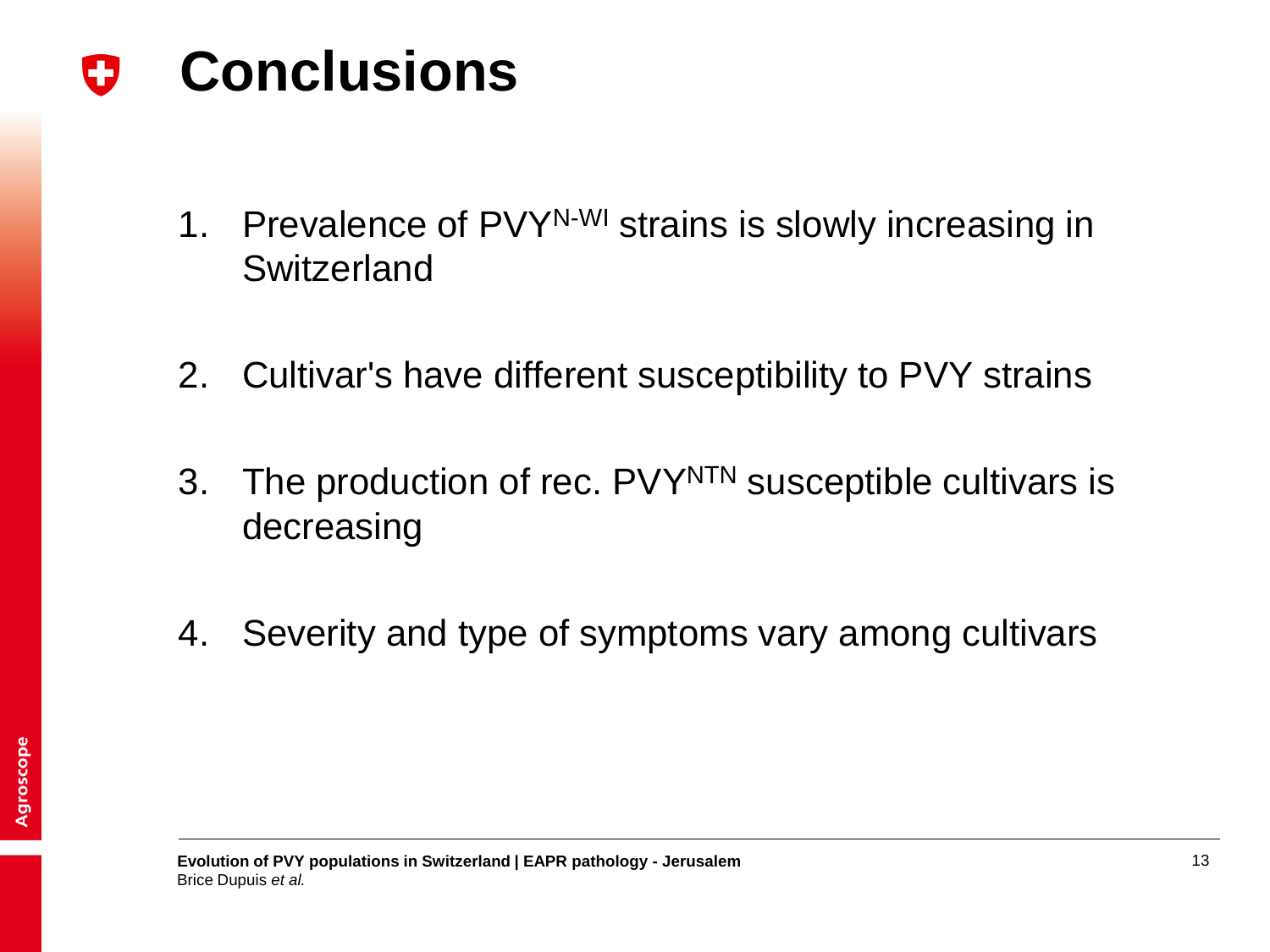# Conclusions

1. Prevalence of $PVY^{N\text{-}Wi}$ strains is slowly increasing in Switzerland

2. Cultivar's have different susceptibility to PVY strains

3. The production of rec. $PVY^{NTN}$ susceptible cultivars is decreasing

4. Severity and type of symptoms vary among cultivars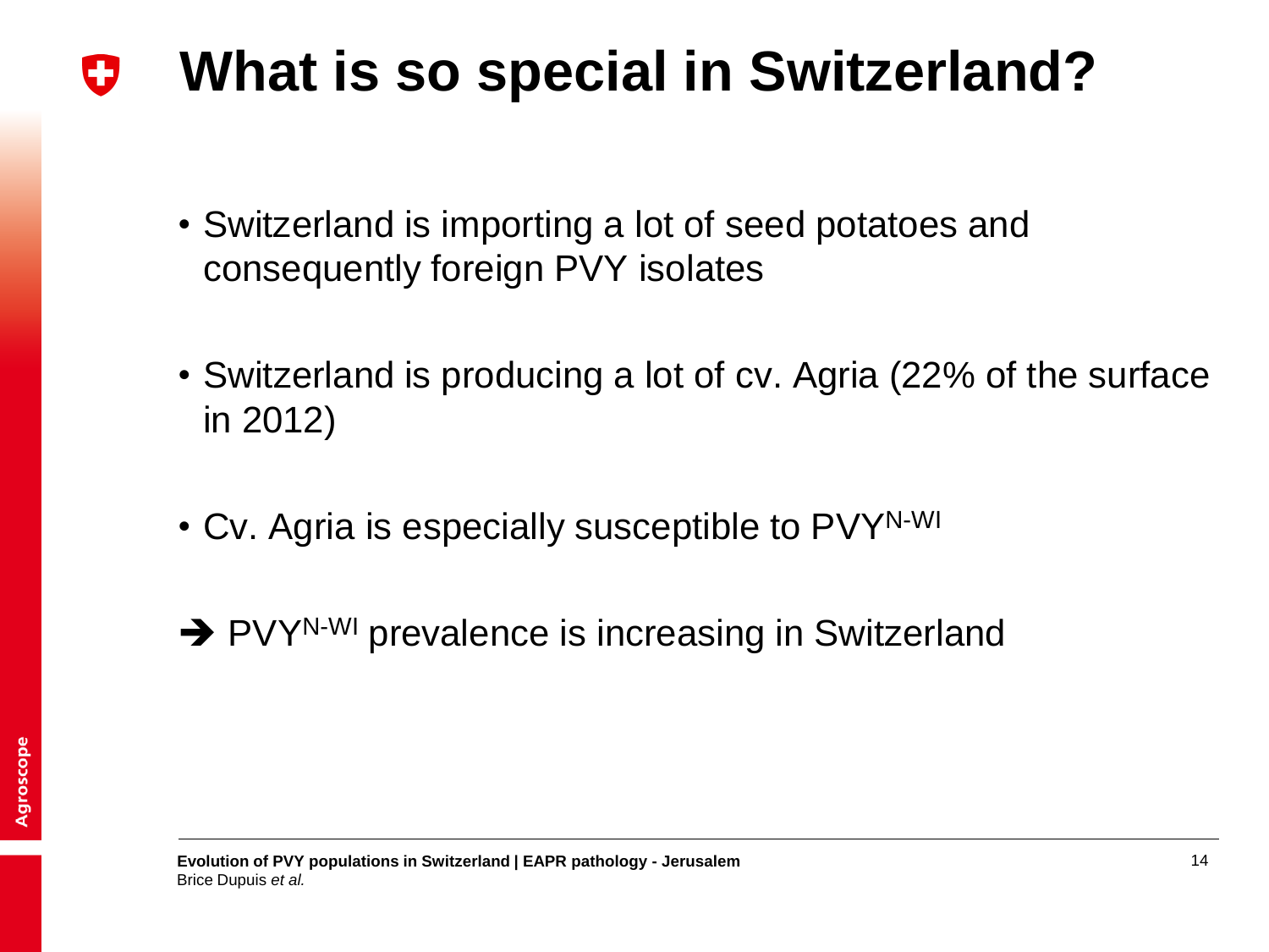# What is so special in Switzerland?

- Switzerland is importing a lot of seed potatoes and consequently foreign PVY isolates
- Switzerland is producing a lot of cv. Agria (22% of the surface in 2012)
- Cv. Agria is especially susceptible to $PVY^{N\text{-}WI}$

➔ $PVY^{N\text{-}WI}$ prevalence is increasing in Switzerland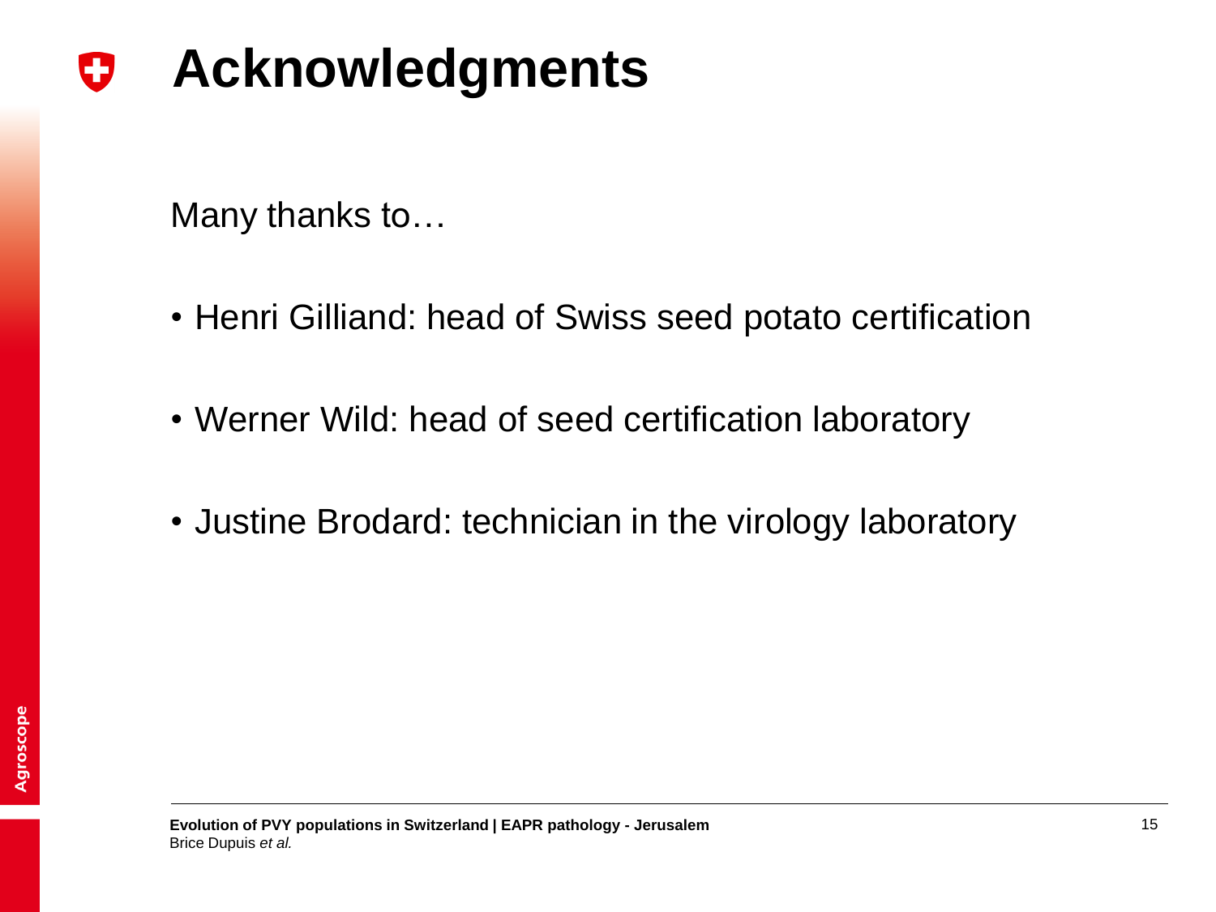# Acknowledgments

Many thanks to…

- Henri Gilliand: head of Swiss seed potato certification
- Werner Wild: head of seed certification laboratory
- Justine Brodard: technician in the virology laboratory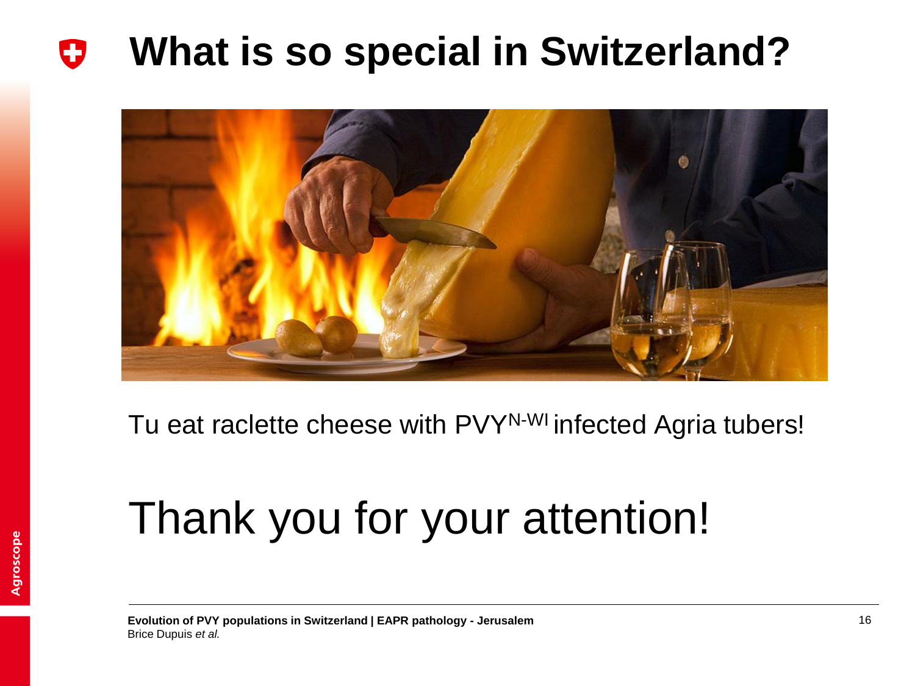# What is so special in Switzerland?

Tu eat raclette cheese with $PVY^{N\text{-}WI}$ infected Agria tubers!

Thank you for your attention!